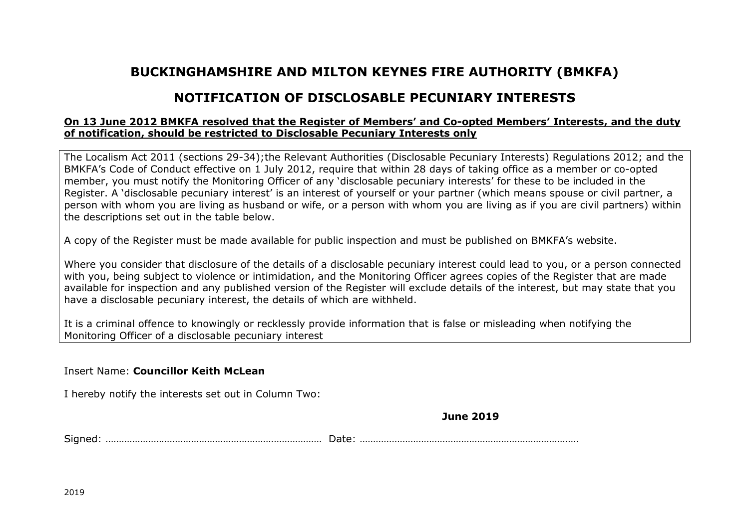# BUCKINGHAMSHIRE AND MILTON KEYNES FIRE AUTHORITY (BMKFA)

## NOTIFICATION OF DISCLOSABLE PECUNIARY INTERESTS

**On 13 June 2012 BMKFA resolved that the Register of Members' and Co-opted Members' Interests, and the duty of notification, should be restricted to Disclosable Pecuniary Interests only**

The Localism Act 2011 (sections 29-34);the Relevant Authorities (Disclosable Pecuniary Interests) Regulations 2012; and the BMKFA's Code of Conduct effective on 1 July 2012, require that within 28 days of taking office as a member or co-opted member, you must notify the Monitoring Officer of any 'disclosable pecuniary interests' for these to be included in the Register. A 'disclosable pecuniary interest' is an interest of yourself or your partner (which means spouse or civil partner, a person with whom you are living as husband or wife, or a person with whom you are living as if you are civil partners) within the descriptions set out in the table below.

A copy of the Register must be made available for public inspection and must be published on BMKFA's website.

Where you consider that disclosure of the details of a disclosable pecuniary interest could lead to you, or a person connected with you, being subject to violence or intimidation, and the Monitoring Officer agrees copies of the Register that are made available for inspection and any published version of the Register will exclude details of the interest, but may state that you have a disclosable pecuniary interest, the details of which are withheld.

It is a criminal offence to knowingly or recklessly provide information that is false or misleading when notifying the Monitoring Officer of a disclosable pecuniary interest

Insert Name: **Councillor Keith McLean**

I hereby notify the interests set out in Column Two:

**June 2019**

Signed: ……………………………………………………………………… Date: ……………………………………………………………………….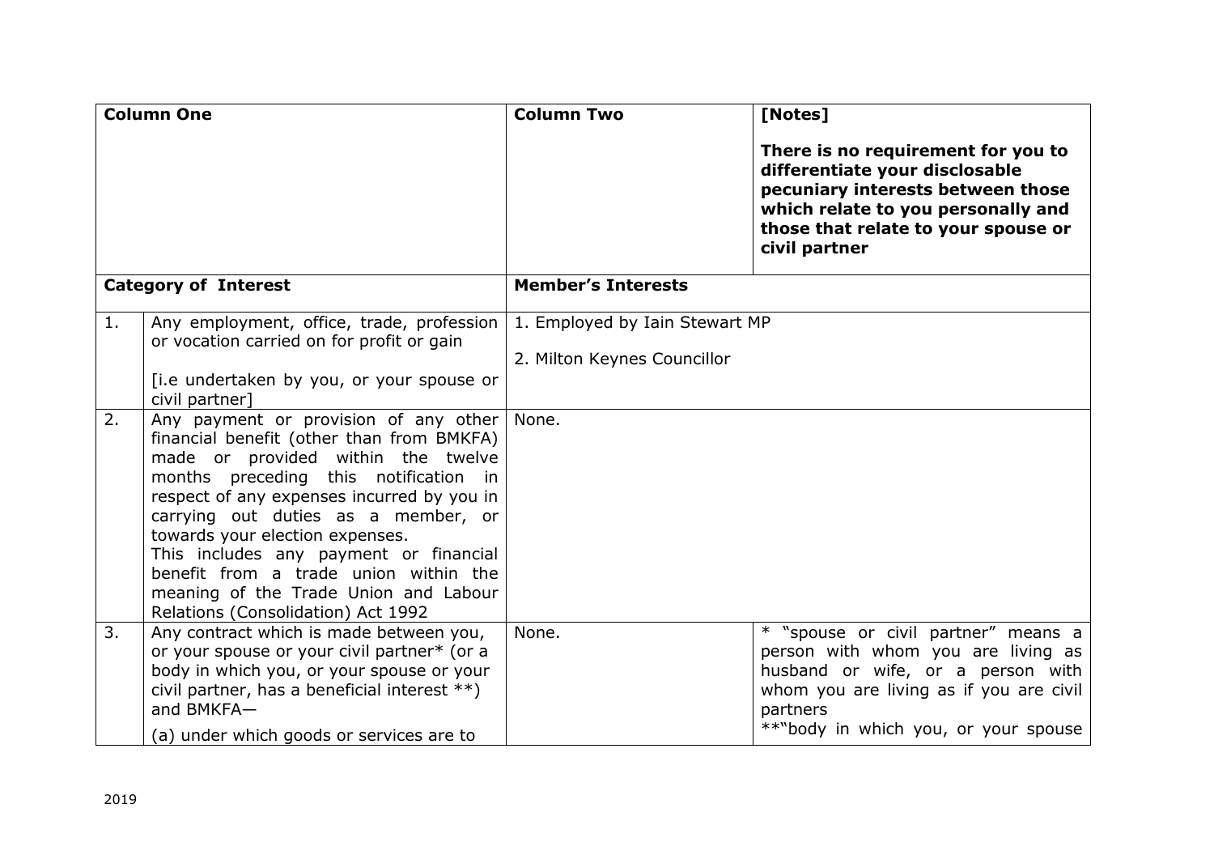| Column One | | Column Two | [Notes]<br><br>**There is no requirement for you to differentiate your disclosable pecuniary interests between those which relate to you personally and those that relate to your spouse or civil partner** |
|---|---|---|---|
| **Category of Interest** | | **Member's Interests** | |
| 1. | Any employment, office, trade, profession or vocation carried on for profit or gain<br><br>[i.e undertaken by you, or your spouse or civil partner] | 1. Employed by Iain Stewart MP<br><br>2. Milton Keynes Councillor | |
| 2. | Any payment or provision of any other financial benefit (other than from BMKFA) made or provided within the twelve months preceding this notification in respect of any expenses incurred by you in carrying out duties as a member, or towards your election expenses.<br>This includes any payment or financial benefit from a trade union within the meaning of the Trade Union and Labour Relations (Consolidation) Act 1992 | None. | |
| 3. | Any contract which is made between you, or your spouse or your civil partner* (or a body in which you, or your spouse or your civil partner, has a beneficial interest **) and BMKFA—<br><br>(a) under which goods or services are to | None. | * "spouse or civil partner" means a person with whom you are living as husband or wife, or a person with whom you are living as if you are civil partners<br>**"body in which you, or your spouse |

2019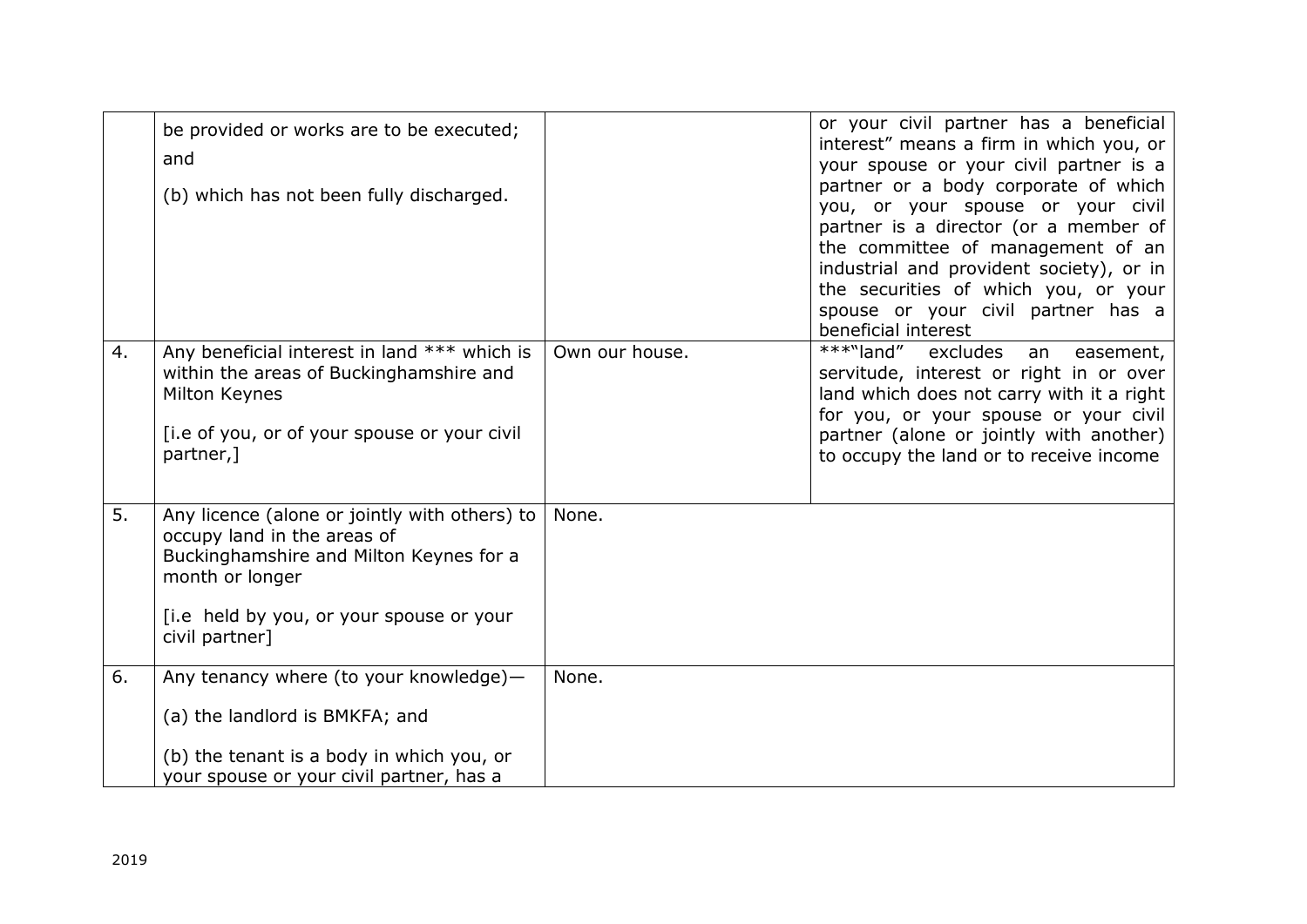|  |  |  |  |
|---|---|---|---|
|  | be provided or works are to be executed; <br><br> and <br><br> (b) which has not been fully discharged. |  | or your civil partner has a beneficial interest" means a firm in which you, or your spouse or your civil partner is a partner or a body corporate of which you, or your spouse or your civil partner is a director (or a member of the committee of management of an industrial and provident society), or in the securities of which you, or your spouse or your civil partner has a beneficial interest |
| 4. | Any beneficial interest in land *** which is within the areas of Buckinghamshire and Milton Keynes <br><br> [i.e of you, or of your spouse or your civil partner,] | Own our house. | ***"land" excludes an easement, servitude, interest or right in or over land which does not carry with it a right for you, or your spouse or your civil partner (alone or jointly with another) to occupy the land or to receive income |
| 5. | Any licence (alone or jointly with others) to occupy land in the areas of Buckinghamshire and Milton Keynes for a month or longer <br><br> [i.e held by you, or your spouse or your civil partner] | None. |  |
| 6. | Any tenancy where (to your knowledge)— <br><br> (a) the landlord is BMKFA; and <br><br> (b) the tenant is a body in which you, or your spouse or your civil partner, has a | None. |  |

2019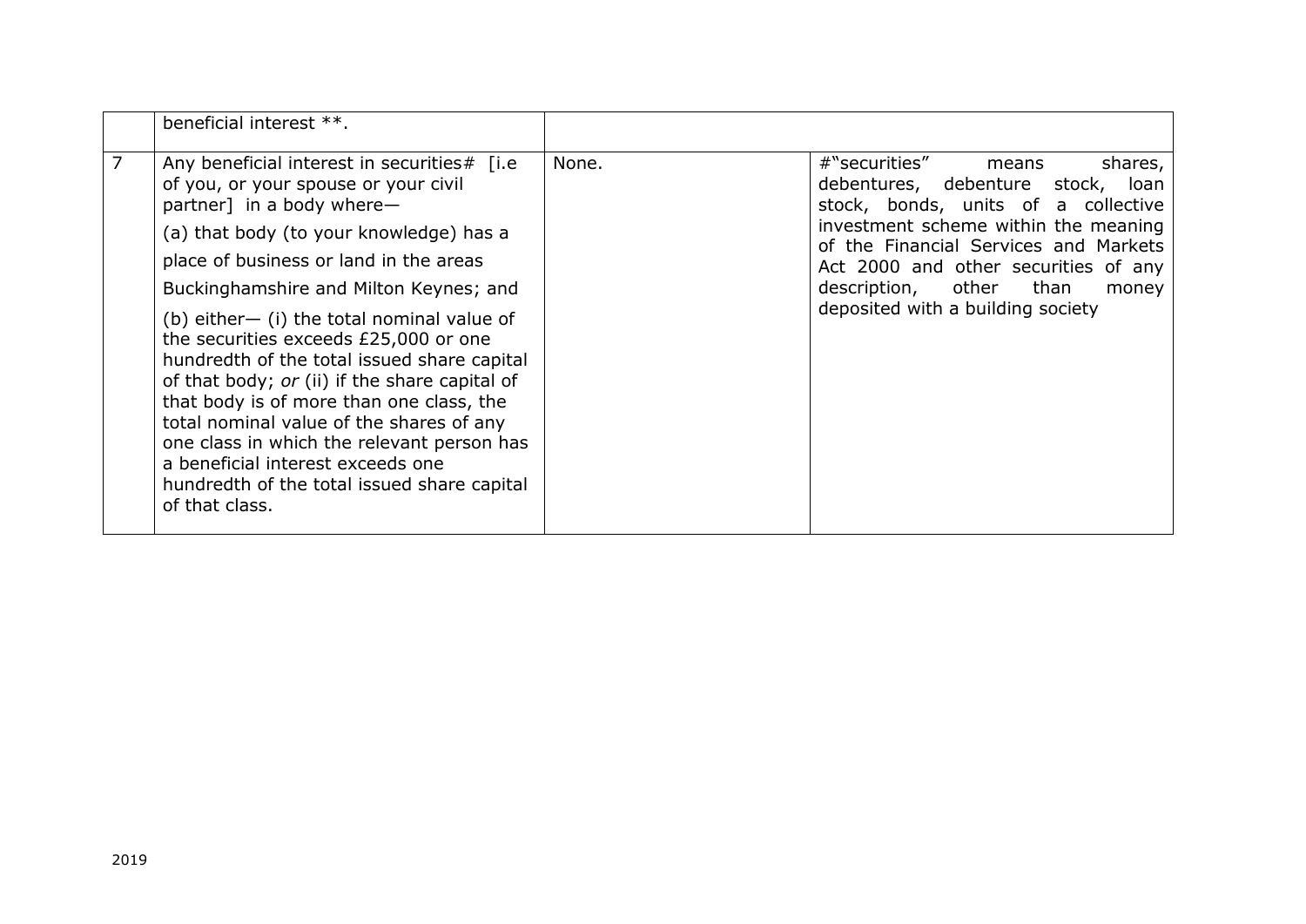| | | | |
|---|---|---|---|
| | beneficial interest **. | | |
| 7 | Any beneficial interest in securities# [i.e of you, or your spouse or your civil partner] in a body where—<br><br>(a) that body (to your knowledge) has a place of business or land in the areas Buckinghamshire and Milton Keynes; and<br><br>(b) either— (i) the total nominal value of the securities exceeds £25,000 or one hundredth of the total issued share capital of that body; *or* (ii) if the share capital of that body is of more than one class, the total nominal value of the shares of any one class in which the relevant person has a beneficial interest exceeds one hundredth of the total issued share capital of that class. | None. | #"securities" means shares, debentures, debenture stock, loan stock, bonds, units of a collective investment scheme within the meaning of the Financial Services and Markets Act 2000 and other securities of any description, other than money deposited with a building society |

2019